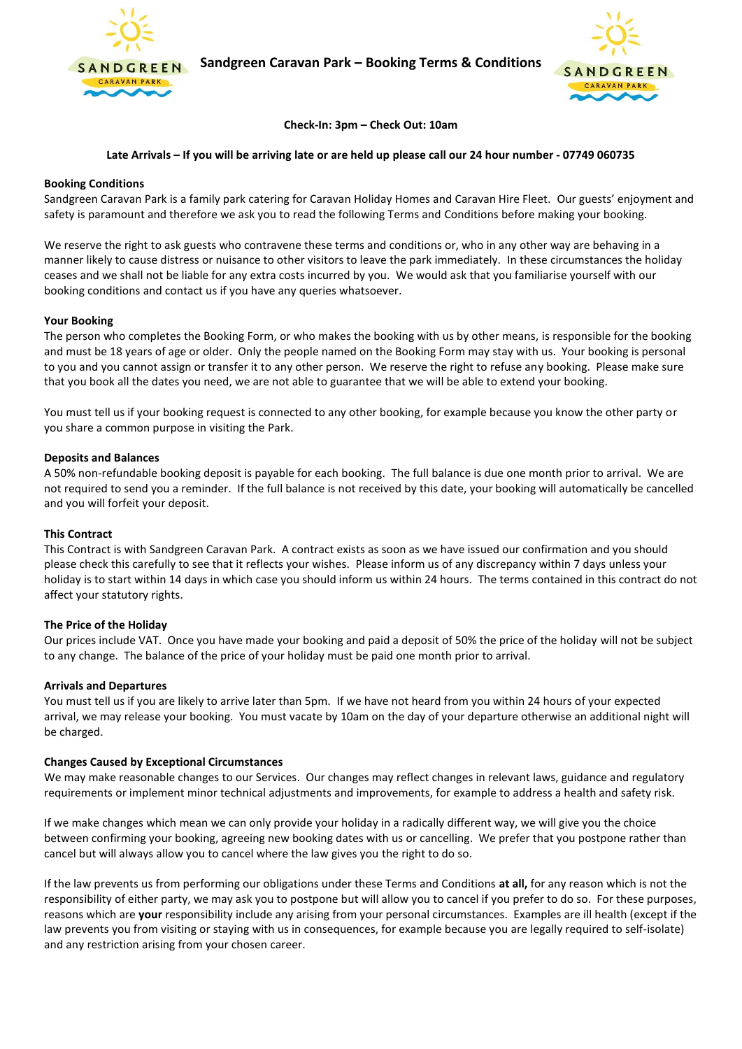# Sandgreen Caravan Park – Booking Terms & Conditions

**Check-In: 3pm – Check Out: 10am**

**Late Arrivals – If you will be arriving late or are held up please call our 24 hour number - 07749 060735**

**Booking Conditions**

Sandgreen Caravan Park is a family park catering for Caravan Holiday Homes and Caravan Hire Fleet. Our guests' enjoyment and safety is paramount and therefore we ask you to read the following Terms and Conditions before making your booking.

We reserve the right to ask guests who contravene these terms and conditions or, who in any other way are behaving in a manner likely to cause distress or nuisance to other visitors to leave the park immediately. In these circumstances the holiday ceases and we shall not be liable for any extra costs incurred by you. We would ask that you familiarise yourself with our booking conditions and contact us if you have any queries whatsoever.

**Your Booking**

The person who completes the Booking Form, or who makes the booking with us by other means, is responsible for the booking and must be 18 years of age or older. Only the people named on the Booking Form may stay with us. Your booking is personal to you and you cannot assign or transfer it to any other person. We reserve the right to refuse any booking. Please make sure that you book all the dates you need, we are not able to guarantee that we will be able to extend your booking.

You must tell us if your booking request is connected to any other booking, for example because you know the other party or you share a common purpose in visiting the Park.

**Deposits and Balances**

A 50% non-refundable booking deposit is payable for each booking. The full balance is due one month prior to arrival. We are not required to send you a reminder. If the full balance is not received by this date, your booking will automatically be cancelled and you will forfeit your deposit.

**This Contract**

This Contract is with Sandgreen Caravan Park. A contract exists as soon as we have issued our confirmation and you should please check this carefully to see that it reflects your wishes. Please inform us of any discrepancy within 7 days unless your holiday is to start within 14 days in which case you should inform us within 24 hours. The terms contained in this contract do not affect your statutory rights.

**The Price of the Holiday**

Our prices include VAT. Once you have made your booking and paid a deposit of 50% the price of the holiday will not be subject to any change. The balance of the price of your holiday must be paid one month prior to arrival.

**Arrivals and Departures**

You must tell us if you are likely to arrive later than 5pm. If we have not heard from you within 24 hours of your expected arrival, we may release your booking. You must vacate by 10am on the day of your departure otherwise an additional night will be charged.

**Changes Caused by Exceptional Circumstances**

We may make reasonable changes to our Services. Our changes may reflect changes in relevant laws, guidance and regulatory requirements or implement minor technical adjustments and improvements, for example to address a health and safety risk.

If we make changes which mean we can only provide your holiday in a radically different way, we will give you the choice between confirming your booking, agreeing new booking dates with us or cancelling. We prefer that you postpone rather than cancel but will always allow you to cancel where the law gives you the right to do so.

If the law prevents us from performing our obligations under these Terms and Conditions **at all,** for any reason which is not the responsibility of either party, we may ask you to postpone but will allow you to cancel if you prefer to do so. For these purposes, reasons which are **your** responsibility include any arising from your personal circumstances. Examples are ill health (except if the law prevents you from visiting or staying with us in consequences, for example because you are legally required to self-isolate) and any restriction arising from your chosen career.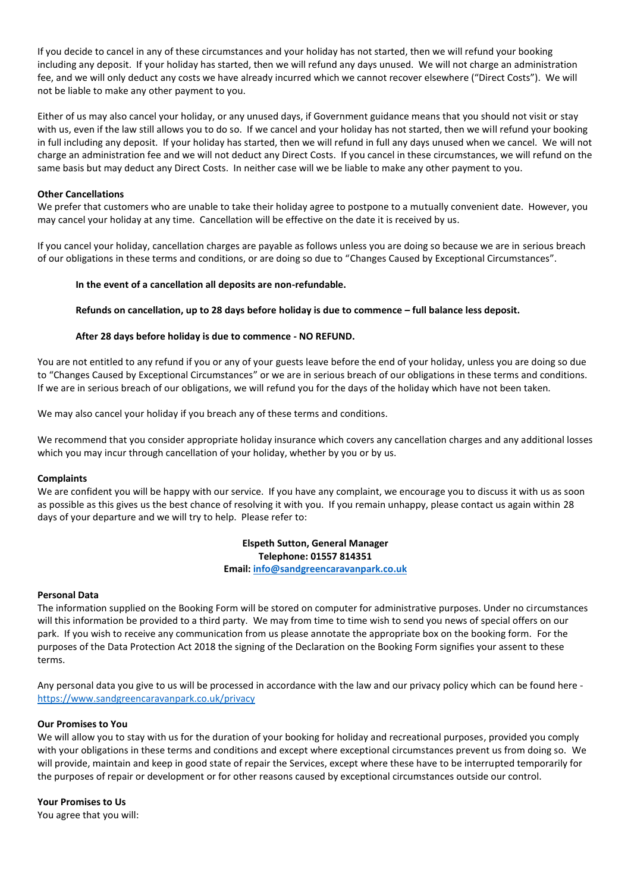If you decide to cancel in any of these circumstances and your holiday has not started, then we will refund your booking including any deposit. If your holiday has started, then we will refund any days unused. We will not charge an administration fee, and we will only deduct any costs we have already incurred which we cannot recover elsewhere ("Direct Costs"). We will not be liable to make any other payment to you.

Either of us may also cancel your holiday, or any unused days, if Government guidance means that you should not visit or stay with us, even if the law still allows you to do so. If we cancel and your holiday has not started, then we will refund your booking in full including any deposit. If your holiday has started, then we will refund in full any days unused when we cancel. We will not charge an administration fee and we will not deduct any Direct Costs. If you cancel in these circumstances, we will refund on the same basis but may deduct any Direct Costs. In neither case will we be liable to make any other payment to you.

**Other Cancellations**

We prefer that customers who are unable to take their holiday agree to postpone to a mutually convenient date. However, you may cancel your holiday at any time. Cancellation will be effective on the date it is received by us.

If you cancel your holiday, cancellation charges are payable as follows unless you are doing so because we are in serious breach of our obligations in these terms and conditions, or are doing so due to "Changes Caused by Exceptional Circumstances".

**In the event of a cancellation all deposits are non-refundable.**

**Refunds on cancellation, up to 28 days before holiday is due to commence – full balance less deposit.**

**After 28 days before holiday is due to commence - NO REFUND.**

You are not entitled to any refund if you or any of your guests leave before the end of your holiday, unless you are doing so due to "Changes Caused by Exceptional Circumstances" or we are in serious breach of our obligations in these terms and conditions. If we are in serious breach of our obligations, we will refund you for the days of the holiday which have not been taken.

We may also cancel your holiday if you breach any of these terms and conditions.

We recommend that you consider appropriate holiday insurance which covers any cancellation charges and any additional losses which you may incur through cancellation of your holiday, whether by you or by us.

**Complaints**

We are confident you will be happy with our service. If you have any complaint, we encourage you to discuss it with us as soon as possible as this gives us the best chance of resolving it with you. If you remain unhappy, please contact us again within 28 days of your departure and we will try to help. Please refer to:

**Elspeth Sutton, General Manager**
**Telephone: 01557 814351**
**Email: [info@sandgreencaravanpark.co.uk](mailto:info@sandgreencaravanpark.co.uk)**

**Personal Data**

The information supplied on the Booking Form will be stored on computer for administrative purposes. Under no circumstances will this information be provided to a third party. We may from time to time wish to send you news of special offers on our park. If you wish to receive any communication from us please annotate the appropriate box on the booking form. For the purposes of the Data Protection Act 2018 the signing of the Declaration on the Booking Form signifies your assent to these terms.

Any personal data you give to us will be processed in accordance with the law and our privacy policy which can be found here - [https://www.sandgreencaravanpark.co.uk/privacy](https://www.sandgreencaravanpark.co.uk/privacy)

**Our Promises to You**

We will allow you to stay with us for the duration of your booking for holiday and recreational purposes, provided you comply with your obligations in these terms and conditions and except where exceptional circumstances prevent us from doing so. We will provide, maintain and keep in good state of repair the Services, except where these have to be interrupted temporarily for the purposes of repair or development or for other reasons caused by exceptional circumstances outside our control.

**Your Promises to Us**

You agree that you will: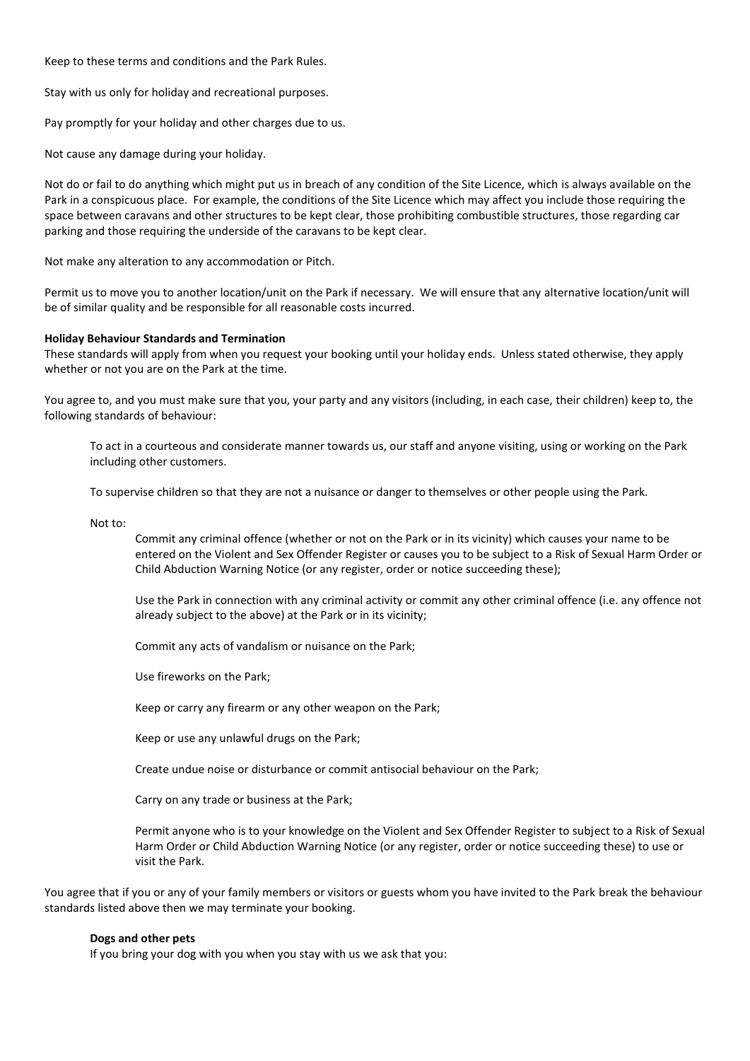Keep to these terms and conditions and the Park Rules.

Stay with us only for holiday and recreational purposes.

Pay promptly for your holiday and other charges due to us.

Not cause any damage during your holiday.

Not do or fail to do anything which might put us in breach of any condition of the Site Licence, which is always available on the Park in a conspicuous place. For example, the conditions of the Site Licence which may affect you include those requiring the space between caravans and other structures to be kept clear, those prohibiting combustible structures, those regarding car parking and those requiring the underside of the caravans to be kept clear.

Not make any alteration to any accommodation or Pitch.

Permit us to move you to another location/unit on the Park if necessary. We will ensure that any alternative location/unit will be of similar quality and be responsible for all reasonable costs incurred.

**Holiday Behaviour Standards and Termination**

These standards will apply from when you request your booking until your holiday ends. Unless stated otherwise, they apply whether or not you are on the Park at the time.

You agree to, and you must make sure that you, your party and any visitors (including, in each case, their children) keep to, the following standards of behaviour:

> To act in a courteous and considerate manner towards us, our staff and anyone visiting, using or working on the Park including other customers.
>
> To supervise children so that they are not a nuisance or danger to themselves or other people using the Park.
>
> Not to:
>
> > Commit any criminal offence (whether or not on the Park or in its vicinity) which causes your name to be entered on the Violent and Sex Offender Register or causes you to be subject to a Risk of Sexual Harm Order or Child Abduction Warning Notice (or any register, order or notice succeeding these);
> >
> > Use the Park in connection with any criminal activity or commit any other criminal offence (i.e. any offence not already subject to the above) at the Park or in its vicinity;
> >
> > Commit any acts of vandalism or nuisance on the Park;
> >
> > Use fireworks on the Park;
> >
> > Keep or carry any firearm or any other weapon on the Park;
> >
> > Keep or use any unlawful drugs on the Park;
> >
> > Create undue noise or disturbance or commit antisocial behaviour on the Park;
> >
> > Carry on any trade or business at the Park;
> >
> > Permit anyone who is to your knowledge on the Violent and Sex Offender Register to subject to a Risk of Sexual Harm Order or Child Abduction Warning Notice (or any register, order or notice succeeding these) to use or visit the Park.

You agree that if you or any of your family members or visitors or guests whom you have invited to the Park break the behaviour standards listed above then we may terminate your booking.

**Dogs and other pets**

If you bring your dog with you when you stay with us we ask that you: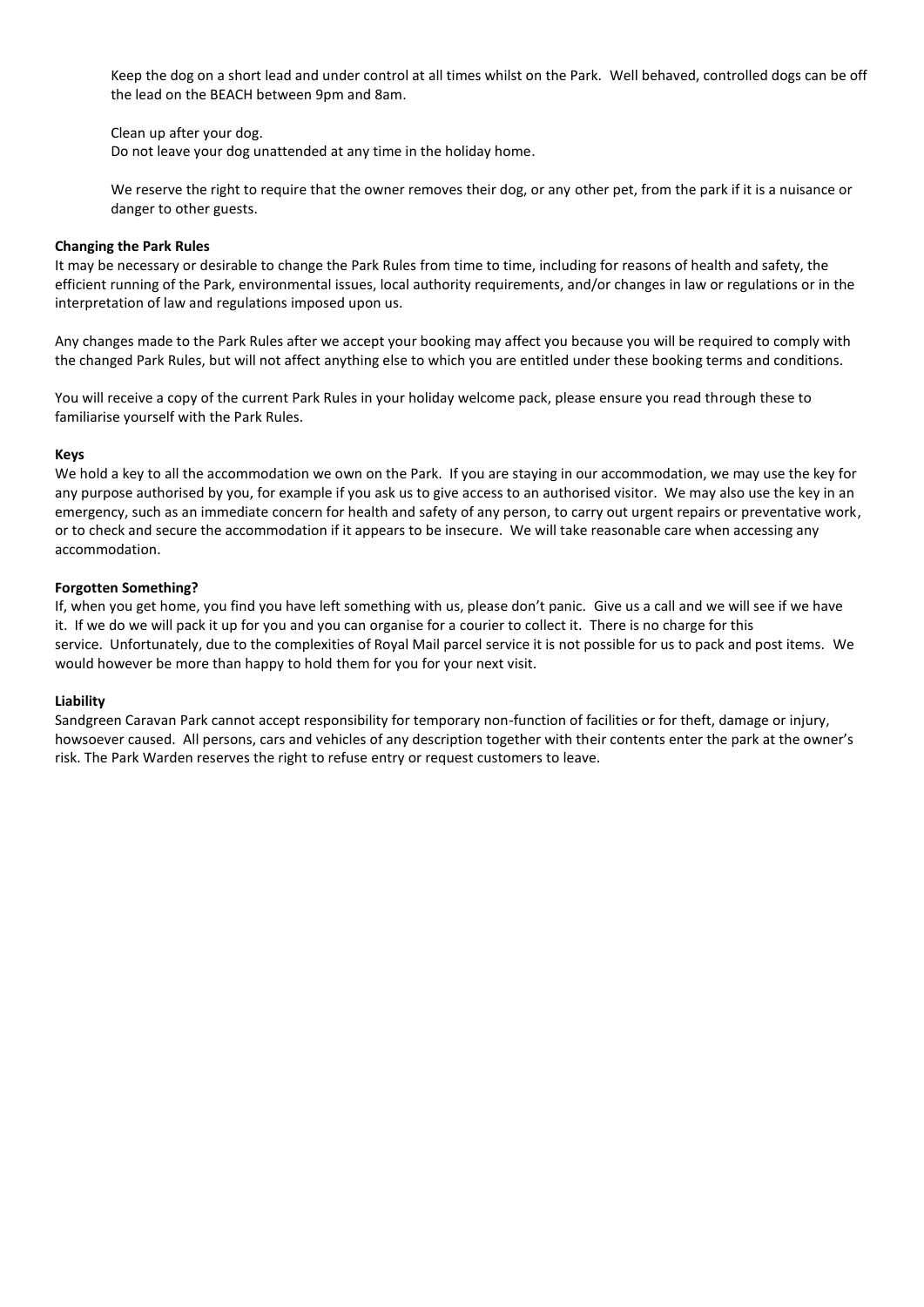Keep the dog on a short lead and under control at all times whilst on the Park. Well behaved, controlled dogs can be off the lead on the BEACH between 9pm and 8am.

Clean up after your dog.
Do not leave your dog unattended at any time in the holiday home.

We reserve the right to require that the owner removes their dog, or any other pet, from the park if it is a nuisance or danger to other guests.

**Changing the Park Rules**

It may be necessary or desirable to change the Park Rules from time to time, including for reasons of health and safety, the efficient running of the Park, environmental issues, local authority requirements, and/or changes in law or regulations or in the interpretation of law and regulations imposed upon us.

Any changes made to the Park Rules after we accept your booking may affect you because you will be required to comply with the changed Park Rules, but will not affect anything else to which you are entitled under these booking terms and conditions.

You will receive a copy of the current Park Rules in your holiday welcome pack, please ensure you read through these to familiarise yourself with the Park Rules.

**Keys**

We hold a key to all the accommodation we own on the Park. If you are staying in our accommodation, we may use the key for any purpose authorised by you, for example if you ask us to give access to an authorised visitor. We may also use the key in an emergency, such as an immediate concern for health and safety of any person, to carry out urgent repairs or preventative work, or to check and secure the accommodation if it appears to be insecure. We will take reasonable care when accessing any accommodation.

**Forgotten Something?**

If, when you get home, you find you have left something with us, please don't panic. Give us a call and we will see if we have it. If we do we will pack it up for you and you can organise for a courier to collect it. There is no charge for this service. Unfortunately, due to the complexities of Royal Mail parcel service it is not possible for us to pack and post items. We would however be more than happy to hold them for you for your next visit.

**Liability**

Sandgreen Caravan Park cannot accept responsibility for temporary non-function of facilities or for theft, damage or injury, howsoever caused. All persons, cars and vehicles of any description together with their contents enter the park at the owner's risk. The Park Warden reserves the right to refuse entry or request customers to leave.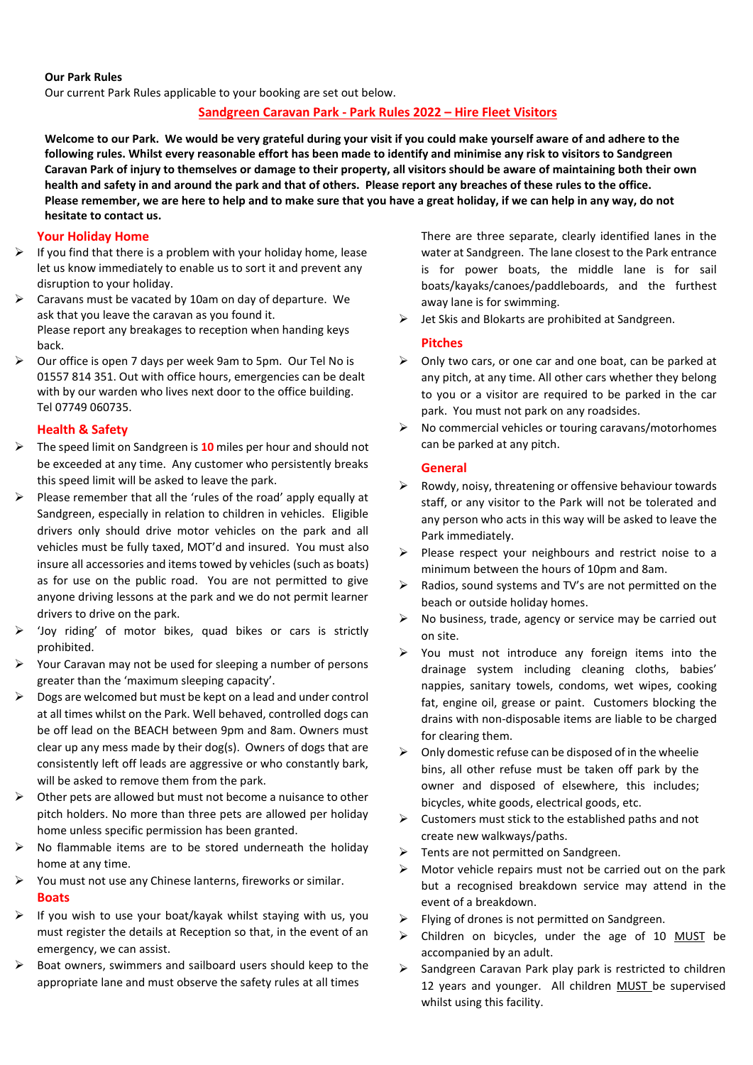**Our Park Rules**

Our current Park Rules applicable to your booking are set out below.

## Sandgreen Caravan Park - Park Rules 2022 – Hire Fleet Visitors

**Welcome to our Park. We would be very grateful during your visit if you could make yourself aware of and adhere to the following rules. Whilst every reasonable effort has been made to identify and minimise any risk to visitors to Sandgreen Caravan Park of injury to themselves or damage to their property, all visitors should be aware of maintaining both their own health and safety in and around the park and that of others. Please report any breaches of these rules to the office. Please remember, we are here to help and to make sure that you have a great holiday, if we can help in any way, do not hesitate to contact us.**

### Your Holiday Home

- If you find that there is a problem with your holiday home, lease let us know immediately to enable us to sort it and prevent any disruption to your holiday.
- Caravans must be vacated by 10am on day of departure. We ask that you leave the caravan as you found it.
  Please report any breakages to reception when handing keys back.
- Our office is open 7 days per week 9am to 5pm. Our Tel No is 01557 814 351. Out with office hours, emergencies can be dealt with by our warden who lives next door to the office building. Tel 07749 060735.

### Health & Safety

- The speed limit on Sandgreen is **10** miles per hour and should not be exceeded at any time. Any customer who persistently breaks this speed limit will be asked to leave the park.
- Please remember that all the 'rules of the road' apply equally at Sandgreen, especially in relation to children in vehicles. Eligible drivers only should drive motor vehicles on the park and all vehicles must be fully taxed, MOT'd and insured. You must also insure all accessories and items towed by vehicles (such as boats) as for use on the public road. You are not permitted to give anyone driving lessons at the park and we do not permit learner drivers to drive on the park.
- 'Joy riding' of motor bikes, quad bikes or cars is strictly prohibited.
- Your Caravan may not be used for sleeping a number of persons greater than the 'maximum sleeping capacity'.
- Dogs are welcomed but must be kept on a lead and under control at all times whilst on the Park. Well behaved, controlled dogs can be off lead on the BEACH between 9pm and 8am. Owners must clear up any mess made by their dog(s). Owners of dogs that are consistently left off leads are aggressive or who constantly bark, will be asked to remove them from the park.
- Other pets are allowed but must not become a nuisance to other pitch holders. No more than three pets are allowed per holiday home unless specific permission has been granted.
- No flammable items are to be stored underneath the holiday home at any time.
- You must not use any Chinese lanterns, fireworks or similar.

### Boats

- If you wish to use your boat/kayak whilst staying with us, you must register the details at Reception so that, in the event of an emergency, we can assist.
- Boat owners, swimmers and sailboard users should keep to the appropriate lane and must observe the safety rules at all times

  There are three separate, clearly identified lanes in the water at Sandgreen. The lane closest to the Park entrance is for power boats, the middle lane is for sail boats/kayaks/canoes/paddleboards, and the furthest away lane is for swimming.
- Jet Skis and Blokarts are prohibited at Sandgreen.

### Pitches

- Only two cars, or one car and one boat, can be parked at any pitch, at any time. All other cars whether they belong to you or a visitor are required to be parked in the car park. You must not park on any roadsides.
- No commercial vehicles or touring caravans/motorhomes can be parked at any pitch.

### General

- Rowdy, noisy, threatening or offensive behaviour towards staff, or any visitor to the Park will not be tolerated and any person who acts in this way will be asked to leave the Park immediately.
- Please respect your neighbours and restrict noise to a minimum between the hours of 10pm and 8am.
- Radios, sound systems and TV's are not permitted on the beach or outside holiday homes.
- No business, trade, agency or service may be carried out on site.
- You must not introduce any foreign items into the drainage system including cleaning cloths, babies' nappies, sanitary towels, condoms, wet wipes, cooking fat, engine oil, grease or paint. Customers blocking the drains with non-disposable items are liable to be charged for clearing them.
- Only domestic refuse can be disposed of in the wheelie bins, all other refuse must be taken off park by the owner and disposed of elsewhere, this includes; bicycles, white goods, electrical goods, etc.
- Customers must stick to the established paths and not create new walkways/paths.
- Tents are not permitted on Sandgreen.
- Motor vehicle repairs must not be carried out on the park but a recognised breakdown service may attend in the event of a breakdown.
- Flying of drones is not permitted on Sandgreen.
- Children on bicycles, under the age of 10 MUST be accompanied by an adult.
- Sandgreen Caravan Park play park is restricted to children 12 years and younger. All children MUST be supervised whilst using this facility.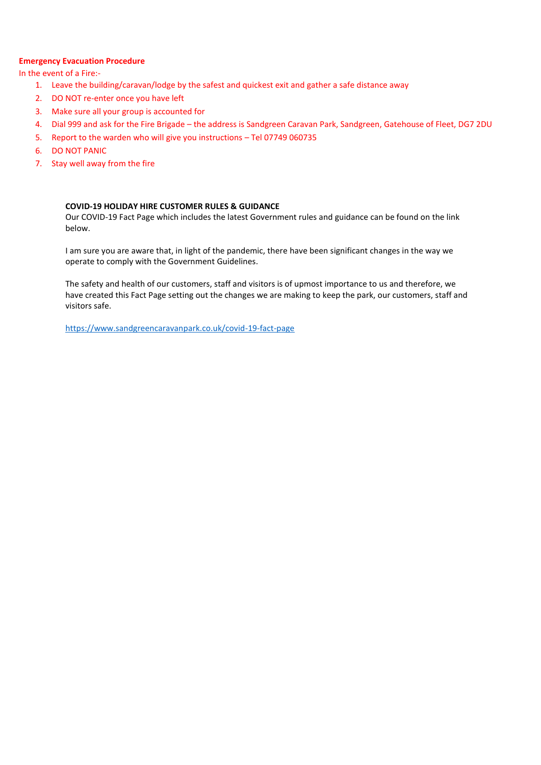**Emergency Evacuation Procedure**

In the event of a Fire:-

1. Leave the building/caravan/lodge by the safest and quickest exit and gather a safe distance away
2. DO NOT re-enter once you have left
3. Make sure all your group is accounted for
4. Dial 999 and ask for the Fire Brigade – the address is Sandgreen Caravan Park, Sandgreen, Gatehouse of Fleet, DG7 2DU
5. Report to the warden who will give you instructions – Tel 07749 060735
6. DO NOT PANIC
7. Stay well away from the fire

**COVID-19 HOLIDAY HIRE CUSTOMER RULES & GUIDANCE**

Our COVID-19 Fact Page which includes the latest Government rules and guidance can be found on the link below.

I am sure you are aware that, in light of the pandemic, there have been significant changes in the way we operate to comply with the Government Guidelines.

The safety and health of our customers, staff and visitors is of upmost importance to us and therefore, we have created this Fact Page setting out the changes we are making to keep the park, our customers, staff and visitors safe.

https://www.sandgreencaravanpark.co.uk/covid-19-fact-page